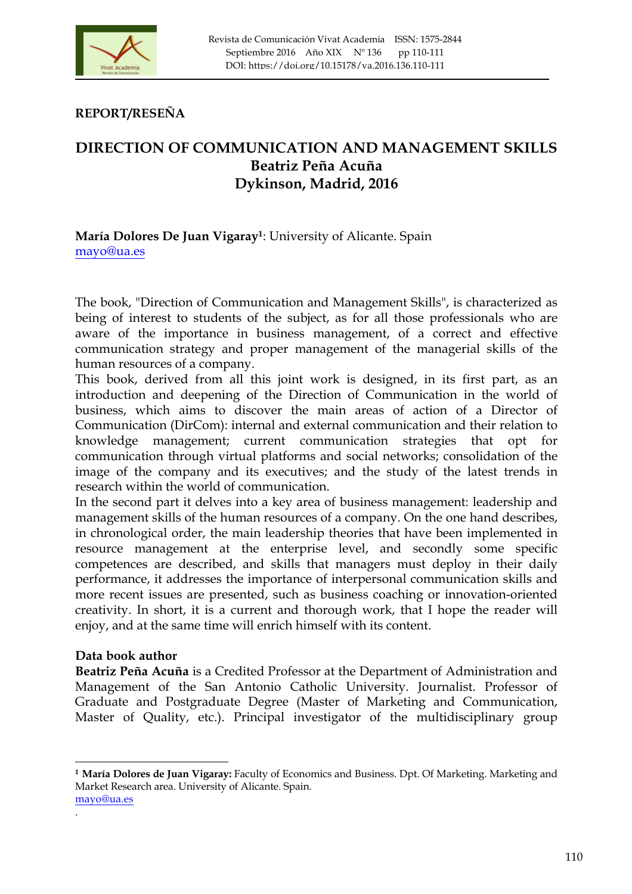**REPORT/RESEÑA**

# DIRECTION OF COMMUNICATION AND MANAGEMENT SKILLS
## Beatriz Peña Acuña
## Dykinson, Madrid, 2016

**María Dolores De Juan Vigaray**[1]: University of Alicante. Spain
mayo@ua.es

The book, "Direction of Communication and Management Skills", is characterized as being of interest to students of the subject, as for all those professionals who are aware of the importance in business management, of a correct and effective communication strategy and proper management of the managerial skills of the human resources of a company.

This book, derived from all this joint work is designed, in its first part, as an introduction and deepening of the Direction of Communication in the world of business, which aims to discover the main areas of action of a Director of Communication (DirCom): internal and external communication and their relation to knowledge management; current communication strategies that opt for communication through virtual platforms and social networks; consolidation of the image of the company and its executives; and the study of the latest trends in research within the world of communication.

In the second part it delves into a key area of business management: leadership and management skills of the human resources of a company. On the one hand describes, in chronological order, the main leadership theories that have been implemented in resource management at the enterprise level, and secondly some specific competences are described, and skills that managers must deploy in their daily performance, it addresses the importance of interpersonal communication skills and more recent issues are presented, such as business coaching or innovation-oriented creativity. In short, it is a current and thorough work, that I hope the reader will enjoy, and at the same time will enrich himself with its content.

**Data book author**

**Beatriz Peña Acuña** is a Credited Professor at the Department of Administration and Management of the San Antonio Catholic University. Journalist. Professor of Graduate and Postgraduate Degree (Master of Marketing and Communication, Master of Quality, etc.). Principal investigator of the multidisciplinary group

---

[1] **María Dolores de Juan Vigaray:** Faculty of Economics and Business. Dpt. Of Marketing. Marketing and Market Research area. University of Alicante. Spain.
mayo@ua.es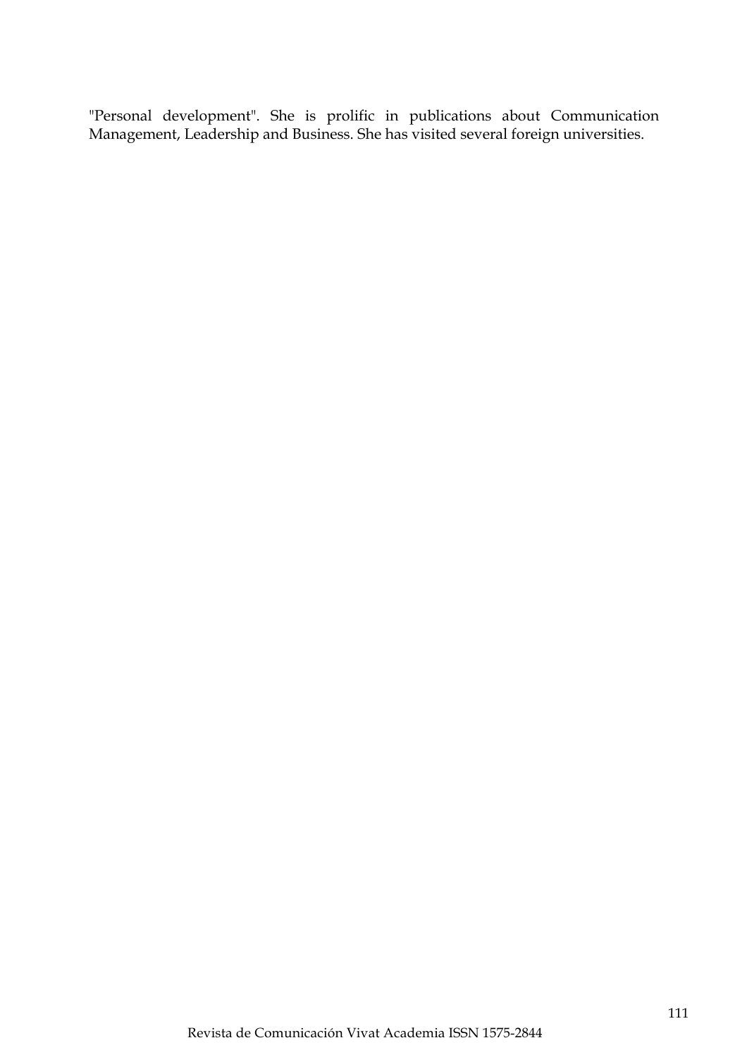"Personal development". She is prolific in publications about Communication Management, Leadership and Business. She has visited several foreign universities.